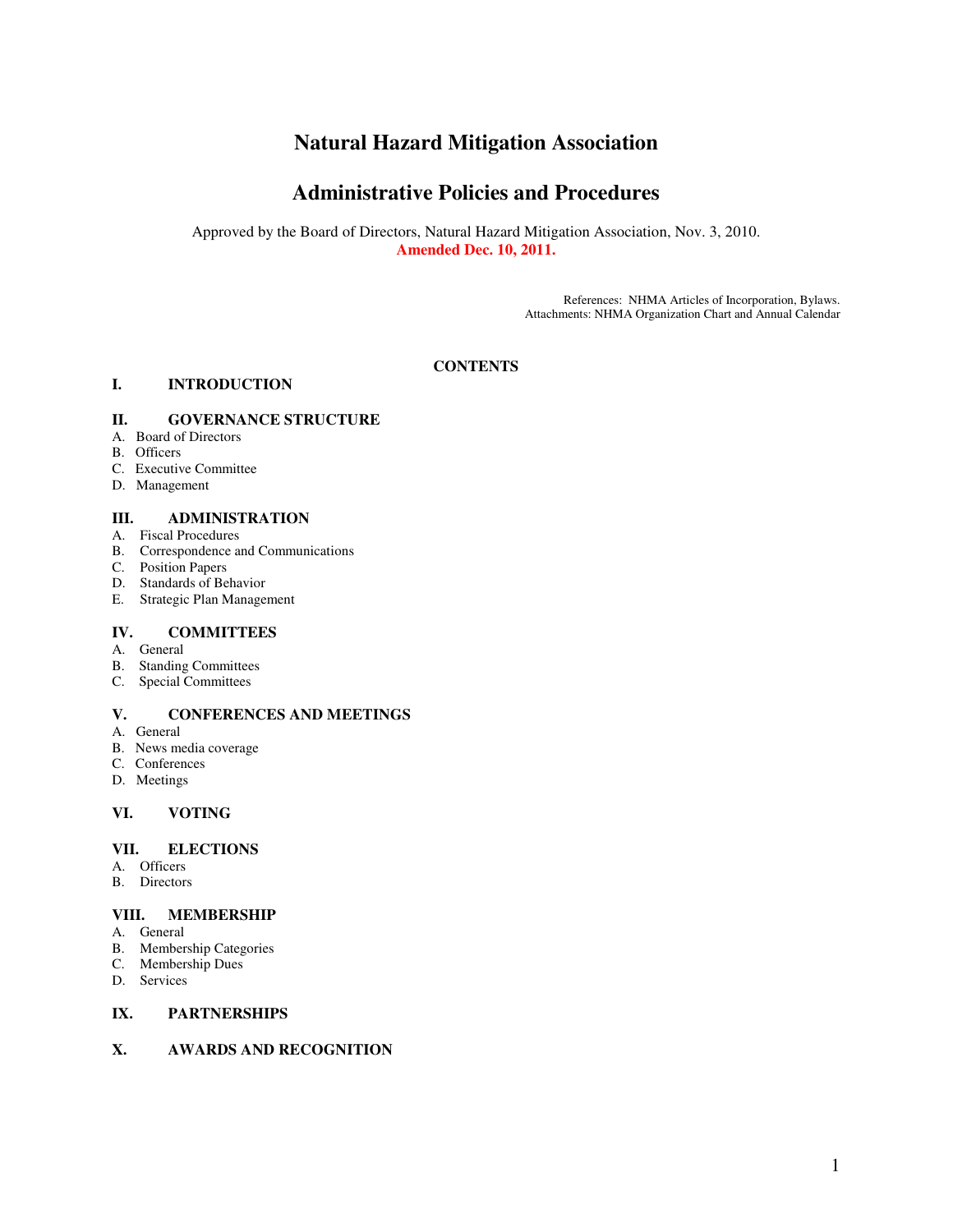# Natural Hazard Mitigation Association

## Administrative Policies and Procedures

Approved by the Board of Directors, Natural Hazard Mitigation Association, Nov. 3, 2010.
**Amended Dec. 10, 2011.**

References: NHMA Articles of Incorporation, Bylaws.
Attachments: NHMA Organization Chart and Annual Calendar

**CONTENTS**

**I. INTRODUCTION**

**II. GOVERNANCE STRUCTURE**

A. Board of Directors
B. Officers
C. Executive Committee
D. Management

**III. ADMINISTRATION**

A. Fiscal Procedures
B. Correspondence and Communications
C. Position Papers
D. Standards of Behavior
E. Strategic Plan Management

**IV. COMMITTEES**

A. General
B. Standing Committees
C. Special Committees

**V. CONFERENCES AND MEETINGS**

A. General
B. News media coverage
C. Conferences
D. Meetings

**VI. VOTING**

**VII. ELECTIONS**

A. Officers
B. Directors

**VIII. MEMBERSHIP**

A. General
B. Membership Categories
C. Membership Dues
D. Services

**IX. PARTNERSHIPS**

**X. AWARDS AND RECOGNITION**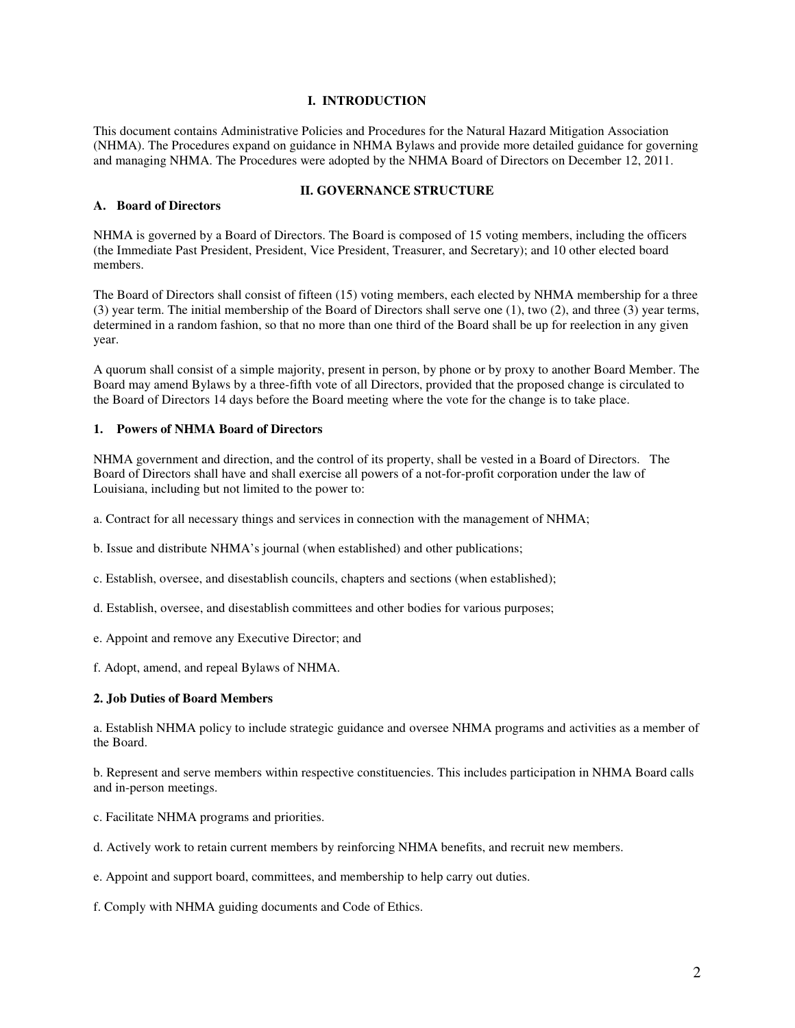# I. INTRODUCTION

This document contains Administrative Policies and Procedures for the Natural Hazard Mitigation Association (NHMA). The Procedures expand on guidance in NHMA Bylaws and provide more detailed guidance for governing and managing NHMA. The Procedures were adopted by the NHMA Board of Directors on December 12, 2011.

# II. GOVERNANCE STRUCTURE

## A. Board of Directors

NHMA is governed by a Board of Directors. The Board is composed of 15 voting members, including the officers (the Immediate Past President, President, Vice President, Treasurer, and Secretary); and 10 other elected board members.

The Board of Directors shall consist of fifteen (15) voting members, each elected by NHMA membership for a three (3) year term. The initial membership of the Board of Directors shall serve one (1), two (2), and three (3) year terms, determined in a random fashion, so that no more than one third of the Board shall be up for reelection in any given year.

A quorum shall consist of a simple majority, present in person, by phone or by proxy to another Board Member. The Board may amend Bylaws by a three-fifth vote of all Directors, provided that the proposed change is circulated to the Board of Directors 14 days before the Board meeting where the vote for the change is to take place.

### 1. Powers of NHMA Board of Directors

NHMA government and direction, and the control of its property, shall be vested in a Board of Directors. The Board of Directors shall have and shall exercise all powers of a not-for-profit corporation under the law of Louisiana, including but not limited to the power to:

a. Contract for all necessary things and services in connection with the management of NHMA;

b. Issue and distribute NHMA's journal (when established) and other publications;

c. Establish, oversee, and disestablish councils, chapters and sections (when established);

d. Establish, oversee, and disestablish committees and other bodies for various purposes;

e. Appoint and remove any Executive Director; and

f. Adopt, amend, and repeal Bylaws of NHMA.

### 2. Job Duties of Board Members

a. Establish NHMA policy to include strategic guidance and oversee NHMA programs and activities as a member of the Board.

b. Represent and serve members within respective constituencies. This includes participation in NHMA Board calls and in-person meetings.

c. Facilitate NHMA programs and priorities.

d. Actively work to retain current members by reinforcing NHMA benefits, and recruit new members.

e. Appoint and support board, committees, and membership to help carry out duties.

f. Comply with NHMA guiding documents and Code of Ethics.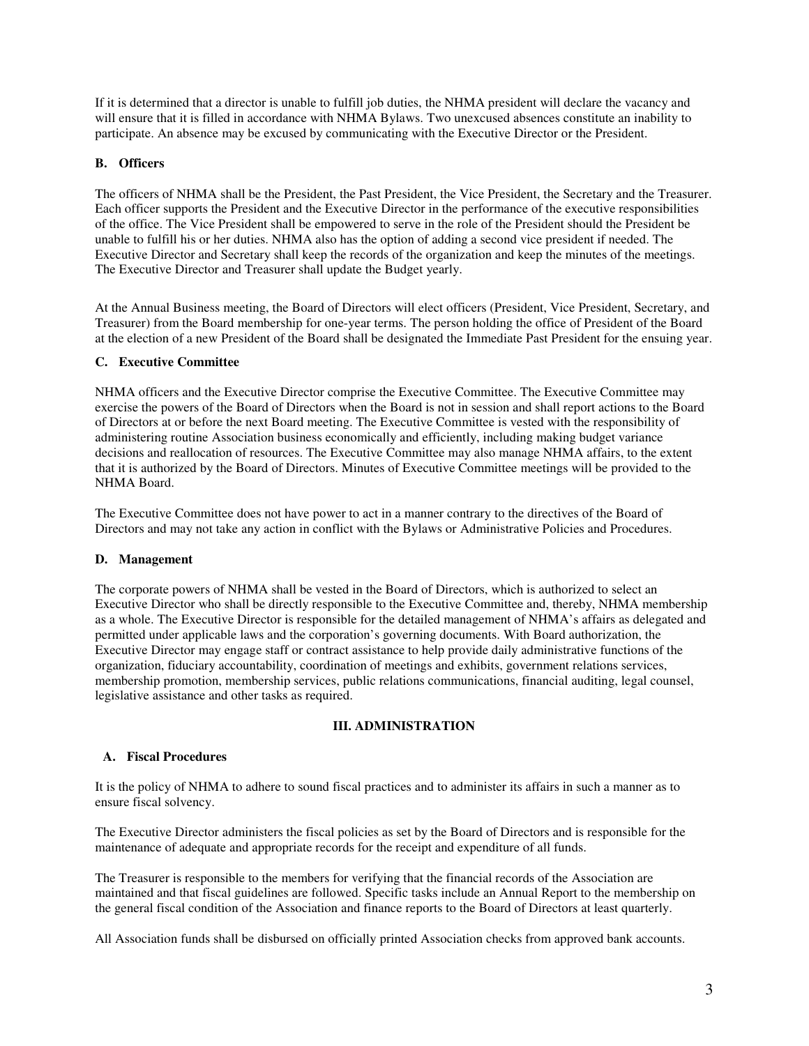If it is determined that a director is unable to fulfill job duties, the NHMA president will declare the vacancy and will ensure that it is filled in accordance with NHMA Bylaws. Two unexcused absences constitute an inability to participate. An absence may be excused by communicating with the Executive Director or the President.

### B. Officers

The officers of NHMA shall be the President, the Past President, the Vice President, the Secretary and the Treasurer. Each officer supports the President and the Executive Director in the performance of the executive responsibilities of the office. The Vice President shall be empowered to serve in the role of the President should the President be unable to fulfill his or her duties. NHMA also has the option of adding a second vice president if needed. The Executive Director and Secretary shall keep the records of the organization and keep the minutes of the meetings. The Executive Director and Treasurer shall update the Budget yearly.

At the Annual Business meeting, the Board of Directors will elect officers (President, Vice President, Secretary, and Treasurer) from the Board membership for one-year terms. The person holding the office of President of the Board at the election of a new President of the Board shall be designated the Immediate Past President for the ensuing year.

### C. Executive Committee

NHMA officers and the Executive Director comprise the Executive Committee. The Executive Committee may exercise the powers of the Board of Directors when the Board is not in session and shall report actions to the Board of Directors at or before the next Board meeting. The Executive Committee is vested with the responsibility of administering routine Association business economically and efficiently, including making budget variance decisions and reallocation of resources. The Executive Committee may also manage NHMA affairs, to the extent that it is authorized by the Board of Directors. Minutes of Executive Committee meetings will be provided to the NHMA Board.

The Executive Committee does not have power to act in a manner contrary to the directives of the Board of Directors and may not take any action in conflict with the Bylaws or Administrative Policies and Procedures.

### D. Management

The corporate powers of NHMA shall be vested in the Board of Directors, which is authorized to select an Executive Director who shall be directly responsible to the Executive Committee and, thereby, NHMA membership as a whole. The Executive Director is responsible for the detailed management of NHMA's affairs as delegated and permitted under applicable laws and the corporation's governing documents. With Board authorization, the Executive Director may engage staff or contract assistance to help provide daily administrative functions of the organization, fiduciary accountability, coordination of meetings and exhibits, government relations services, membership promotion, membership services, public relations communications, financial auditing, legal counsel, legislative assistance and other tasks as required.

## III. ADMINISTRATION

### A. Fiscal Procedures

It is the policy of NHMA to adhere to sound fiscal practices and to administer its affairs in such a manner as to ensure fiscal solvency.

The Executive Director administers the fiscal policies as set by the Board of Directors and is responsible for the maintenance of adequate and appropriate records for the receipt and expenditure of all funds.

The Treasurer is responsible to the members for verifying that the financial records of the Association are maintained and that fiscal guidelines are followed. Specific tasks include an Annual Report to the membership on the general fiscal condition of the Association and finance reports to the Board of Directors at least quarterly.

All Association funds shall be disbursed on officially printed Association checks from approved bank accounts.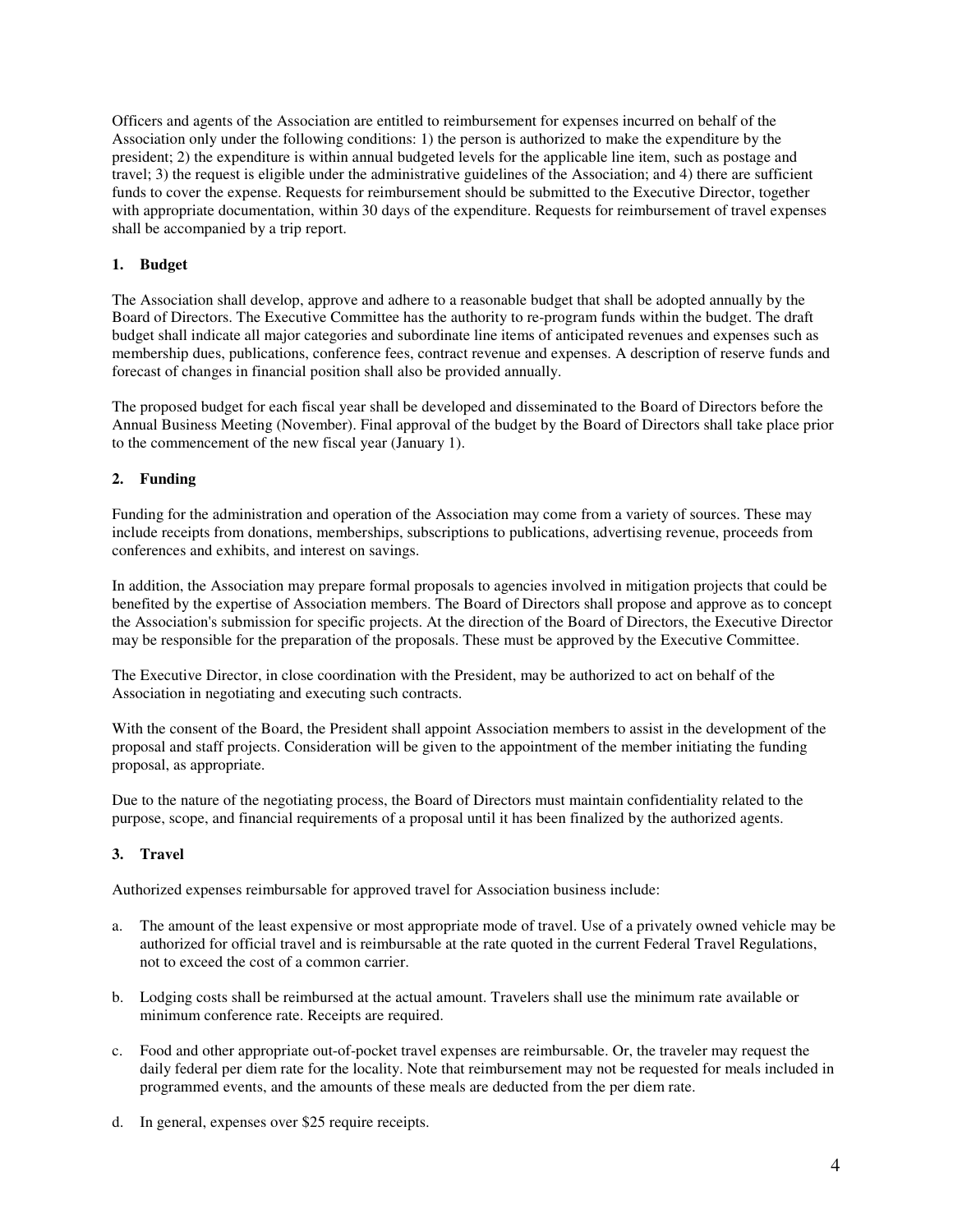Officers and agents of the Association are entitled to reimbursement for expenses incurred on behalf of the Association only under the following conditions: 1) the person is authorized to make the expenditure by the president; 2) the expenditure is within annual budgeted levels for the applicable line item, such as postage and travel; 3) the request is eligible under the administrative guidelines of the Association; and 4) there are sufficient funds to cover the expense. Requests for reimbursement should be submitted to the Executive Director, together with appropriate documentation, within 30 days of the expenditure. Requests for reimbursement of travel expenses shall be accompanied by a trip report.

### 1. Budget

The Association shall develop, approve and adhere to a reasonable budget that shall be adopted annually by the Board of Directors. The Executive Committee has the authority to re-program funds within the budget. The draft budget shall indicate all major categories and subordinate line items of anticipated revenues and expenses such as membership dues, publications, conference fees, contract revenue and expenses. A description of reserve funds and forecast of changes in financial position shall also be provided annually.

The proposed budget for each fiscal year shall be developed and disseminated to the Board of Directors before the Annual Business Meeting (November). Final approval of the budget by the Board of Directors shall take place prior to the commencement of the new fiscal year (January 1).

### 2. Funding

Funding for the administration and operation of the Association may come from a variety of sources. These may include receipts from donations, memberships, subscriptions to publications, advertising revenue, proceeds from conferences and exhibits, and interest on savings.

In addition, the Association may prepare formal proposals to agencies involved in mitigation projects that could be benefited by the expertise of Association members. The Board of Directors shall propose and approve as to concept the Association's submission for specific projects. At the direction of the Board of Directors, the Executive Director may be responsible for the preparation of the proposals. These must be approved by the Executive Committee.

The Executive Director, in close coordination with the President, may be authorized to act on behalf of the Association in negotiating and executing such contracts.

With the consent of the Board, the President shall appoint Association members to assist in the development of the proposal and staff projects. Consideration will be given to the appointment of the member initiating the funding proposal, as appropriate.

Due to the nature of the negotiating process, the Board of Directors must maintain confidentiality related to the purpose, scope, and financial requirements of a proposal until it has been finalized by the authorized agents.

### 3. Travel

Authorized expenses reimbursable for approved travel for Association business include:

a. The amount of the least expensive or most appropriate mode of travel. Use of a privately owned vehicle may be authorized for official travel and is reimbursable at the rate quoted in the current Federal Travel Regulations, not to exceed the cost of a common carrier.

b. Lodging costs shall be reimbursed at the actual amount. Travelers shall use the minimum rate available or minimum conference rate. Receipts are required.

c. Food and other appropriate out-of-pocket travel expenses are reimbursable. Or, the traveler may request the daily federal per diem rate for the locality. Note that reimbursement may not be requested for meals included in programmed events, and the amounts of these meals are deducted from the per diem rate.

d. In general, expenses over $25 require receipts.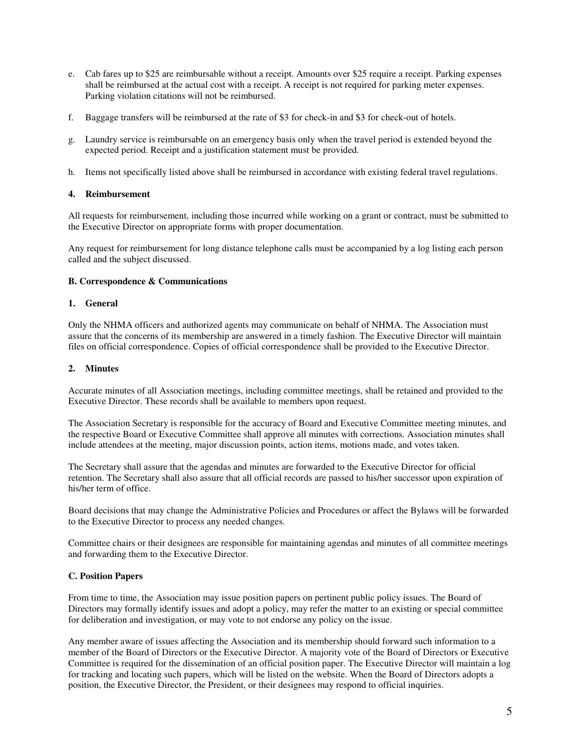e. Cab fares up to $25 are reimbursable without a receipt. Amounts over $25 require a receipt. Parking expenses shall be reimbursed at the actual cost with a receipt. A receipt is not required for parking meter expenses. Parking violation citations will not be reimbursed.

f. Baggage transfers will be reimbursed at the rate of $3 for check-in and $3 for check-out of hotels.

g. Laundry service is reimbursable on an emergency basis only when the travel period is extended beyond the expected period. Receipt and a justification statement must be provided.

h. Items not specifically listed above shall be reimbursed in accordance with existing federal travel regulations.

#### 4. Reimbursement

All requests for reimbursement, including those incurred while working on a grant or contract, must be submitted to the Executive Director on appropriate forms with proper documentation.

Any request for reimbursement for long distance telephone calls must be accompanied by a log listing each person called and the subject discussed.

### B. Correspondence & Communications

#### 1. General

Only the NHMA officers and authorized agents may communicate on behalf of NHMA. The Association must assure that the concerns of its membership are answered in a timely fashion. The Executive Director will maintain files on official correspondence. Copies of official correspondence shall be provided to the Executive Director.

#### 2. Minutes

Accurate minutes of all Association meetings, including committee meetings, shall be retained and provided to the Executive Director. These records shall be available to members upon request.

The Association Secretary is responsible for the accuracy of Board and Executive Committee meeting minutes, and the respective Board or Executive Committee shall approve all minutes with corrections. Association minutes shall include attendees at the meeting, major discussion points, action items, motions made, and votes taken.

The Secretary shall assure that the agendas and minutes are forwarded to the Executive Director for official retention. The Secretary shall also assure that all official records are passed to his/her successor upon expiration of his/her term of office.

Board decisions that may change the Administrative Policies and Procedures or affect the Bylaws will be forwarded to the Executive Director to process any needed changes.

Committee chairs or their designees are responsible for maintaining agendas and minutes of all committee meetings and forwarding them to the Executive Director.

### C. Position Papers

From time to time, the Association may issue position papers on pertinent public policy issues. The Board of Directors may formally identify issues and adopt a policy, may refer the matter to an existing or special committee for deliberation and investigation, or may vote to not endorse any policy on the issue.

Any member aware of issues affecting the Association and its membership should forward such information to a member of the Board of Directors or the Executive Director. A majority vote of the Board of Directors or Executive Committee is required for the dissemination of an official position paper. The Executive Director will maintain a log for tracking and locating such papers, which will be listed on the website. When the Board of Directors adopts a position, the Executive Director, the President, or their designees may respond to official inquiries.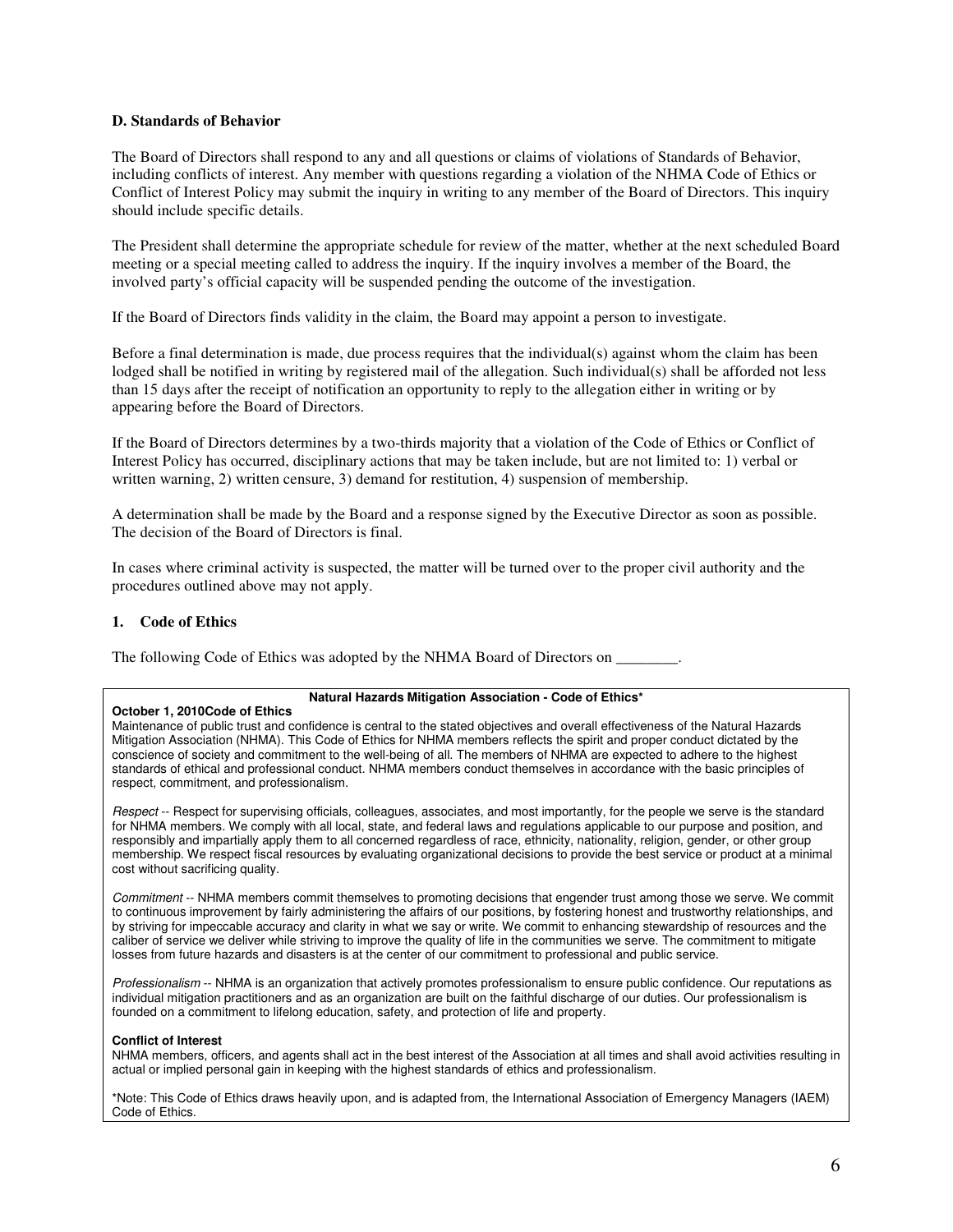### D. Standards of Behavior

The Board of Directors shall respond to any and all questions or claims of violations of Standards of Behavior, including conflicts of interest. Any member with questions regarding a violation of the NHMA Code of Ethics or Conflict of Interest Policy may submit the inquiry in writing to any member of the Board of Directors. This inquiry should include specific details.

The President shall determine the appropriate schedule for review of the matter, whether at the next scheduled Board meeting or a special meeting called to address the inquiry. If the inquiry involves a member of the Board, the involved party's official capacity will be suspended pending the outcome of the investigation.

If the Board of Directors finds validity in the claim, the Board may appoint a person to investigate.

Before a final determination is made, due process requires that the individual(s) against whom the claim has been lodged shall be notified in writing by registered mail of the allegation. Such individual(s) shall be afforded not less than 15 days after the receipt of notification an opportunity to reply to the allegation either in writing or by appearing before the Board of Directors.

If the Board of Directors determines by a two-thirds majority that a violation of the Code of Ethics or Conflict of Interest Policy has occurred, disciplinary actions that may be taken include, but are not limited to: 1) verbal or written warning, 2) written censure, 3) demand for restitution, 4) suspension of membership.

A determination shall be made by the Board and a response signed by the Executive Director as soon as possible. The decision of the Board of Directors is final.

In cases where criminal activity is suspected, the matter will be turned over to the proper civil authority and the procedures outlined above may not apply.

#### 1. Code of Ethics

The following Code of Ethics was adopted by the NHMA Board of Directors on ________.

**Natural Hazards Mitigation Association - Code of Ethics***

**October 1, 2010Code of Ethics**

Maintenance of public trust and confidence is central to the stated objectives and overall effectiveness of the Natural Hazards Mitigation Association (NHMA). This Code of Ethics for NHMA members reflects the spirit and proper conduct dictated by the conscience of society and commitment to the well-being of all. The members of NHMA are expected to adhere to the highest standards of ethical and professional conduct. NHMA members conduct themselves in accordance with the basic principles of respect, commitment, and professionalism.

*Respect* -- Respect for supervising officials, colleagues, associates, and most importantly, for the people we serve is the standard for NHMA members. We comply with all local, state, and federal laws and regulations applicable to our purpose and position, and responsibly and impartially apply them to all concerned regardless of race, ethnicity, nationality, religion, gender, or other group membership. We respect fiscal resources by evaluating organizational decisions to provide the best service or product at a minimal cost without sacrificing quality.

*Commitment* -- NHMA members commit themselves to promoting decisions that engender trust among those we serve. We commit to continuous improvement by fairly administering the affairs of our positions, by fostering honest and trustworthy relationships, and by striving for impeccable accuracy and clarity in what we say or write. We commit to enhancing stewardship of resources and the caliber of service we deliver while striving to improve the quality of life in the communities we serve. The commitment to mitigate losses from future hazards and disasters is at the center of our commitment to professional and public service.

*Professionalism* -- NHMA is an organization that actively promotes professionalism to ensure public confidence. Our reputations as individual mitigation practitioners and as an organization are built on the faithful discharge of our duties. Our professionalism is founded on a commitment to lifelong education, safety, and protection of life and property.

**Conflict of Interest**

NHMA members, officers, and agents shall act in the best interest of the Association at all times and shall avoid activities resulting in actual or implied personal gain in keeping with the highest standards of ethics and professionalism.

*Note: This Code of Ethics draws heavily upon, and is adapted from, the International Association of Emergency Managers (IAEM) Code of Ethics.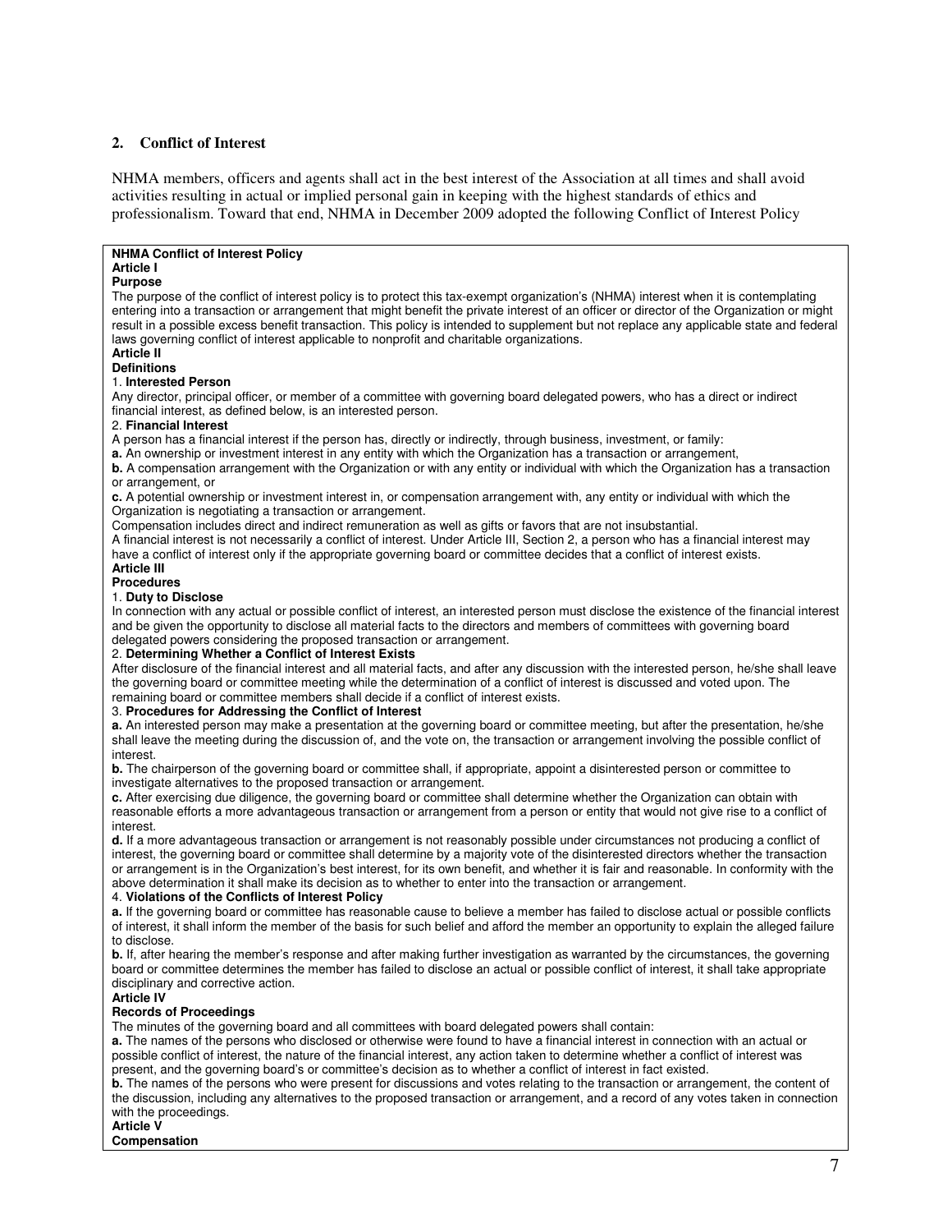## 2. Conflict of Interest

NHMA members, officers and agents shall act in the best interest of the Association at all times and shall avoid activities resulting in actual or implied personal gain in keeping with the highest standards of ethics and professionalism. Toward that end, NHMA in December 2009 adopted the following Conflict of Interest Policy

**NHMA Conflict of Interest Policy**

**Article I**

**Purpose**

The purpose of the conflict of interest policy is to protect this tax-exempt organization's (NHMA) interest when it is contemplating entering into a transaction or arrangement that might benefit the private interest of an officer or director of the Organization or might result in a possible excess benefit transaction. This policy is intended to supplement but not replace any applicable state and federal laws governing conflict of interest applicable to nonprofit and charitable organizations.

**Article II**

**Definitions**

1. **Interested Person**

Any director, principal officer, or member of a committee with governing board delegated powers, who has a direct or indirect financial interest, as defined below, is an interested person.

2. **Financial Interest**

A person has a financial interest if the person has, directly or indirectly, through business, investment, or family:

**a.** An ownership or investment interest in any entity with which the Organization has a transaction or arrangement,

**b.** A compensation arrangement with the Organization or with any entity or individual with which the Organization has a transaction or arrangement, or

**c.** A potential ownership or investment interest in, or compensation arrangement with, any entity or individual with which the Organization is negotiating a transaction or arrangement.

Compensation includes direct and indirect remuneration as well as gifts or favors that are not insubstantial.

A financial interest is not necessarily a conflict of interest. Under Article III, Section 2, a person who has a financial interest may have a conflict of interest only if the appropriate governing board or committee decides that a conflict of interest exists.

**Article III**

**Procedures**

1. **Duty to Disclose**

In connection with any actual or possible conflict of interest, an interested person must disclose the existence of the financial interest and be given the opportunity to disclose all material facts to the directors and members of committees with governing board delegated powers considering the proposed transaction or arrangement.

2. **Determining Whether a Conflict of Interest Exists**

After disclosure of the financial interest and all material facts, and after any discussion with the interested person, he/she shall leave the governing board or committee meeting while the determination of a conflict of interest is discussed and voted upon. The remaining board or committee members shall decide if a conflict of interest exists.

3. **Procedures for Addressing the Conflict of Interest**

**a.** An interested person may make a presentation at the governing board or committee meeting, but after the presentation, he/she shall leave the meeting during the discussion of, and the vote on, the transaction or arrangement involving the possible conflict of interest.

**b.** The chairperson of the governing board or committee shall, if appropriate, appoint a disinterested person or committee to investigate alternatives to the proposed transaction or arrangement.

**c.** After exercising due diligence, the governing board or committee shall determine whether the Organization can obtain with reasonable efforts a more advantageous transaction or arrangement from a person or entity that would not give rise to a conflict of interest.

**d.** If a more advantageous transaction or arrangement is not reasonably possible under circumstances not producing a conflict of interest, the governing board or committee shall determine by a majority vote of the disinterested directors whether the transaction or arrangement is in the Organization's best interest, for its own benefit, and whether it is fair and reasonable. In conformity with the above determination it shall make its decision as to whether to enter into the transaction or arrangement.

4. **Violations of the Conflicts of Interest Policy**

**a.** If the governing board or committee has reasonable cause to believe a member has failed to disclose actual or possible conflicts of interest, it shall inform the member of the basis for such belief and afford the member an opportunity to explain the alleged failure to disclose.

**b.** If, after hearing the member's response and after making further investigation as warranted by the circumstances, the governing board or committee determines the member has failed to disclose an actual or possible conflict of interest, it shall take appropriate disciplinary and corrective action.

**Article IV**

**Records of Proceedings**

The minutes of the governing board and all committees with board delegated powers shall contain:

**a.** The names of the persons who disclosed or otherwise were found to have a financial interest in connection with an actual or possible conflict of interest, the nature of the financial interest, any action taken to determine whether a conflict of interest was present, and the governing board's or committee's decision as to whether a conflict of interest in fact existed.

**b.** The names of the persons who were present for discussions and votes relating to the transaction or arrangement, the content of the discussion, including any alternatives to the proposed transaction or arrangement, and a record of any votes taken in connection with the proceedings.

**Article V**

**Compensation**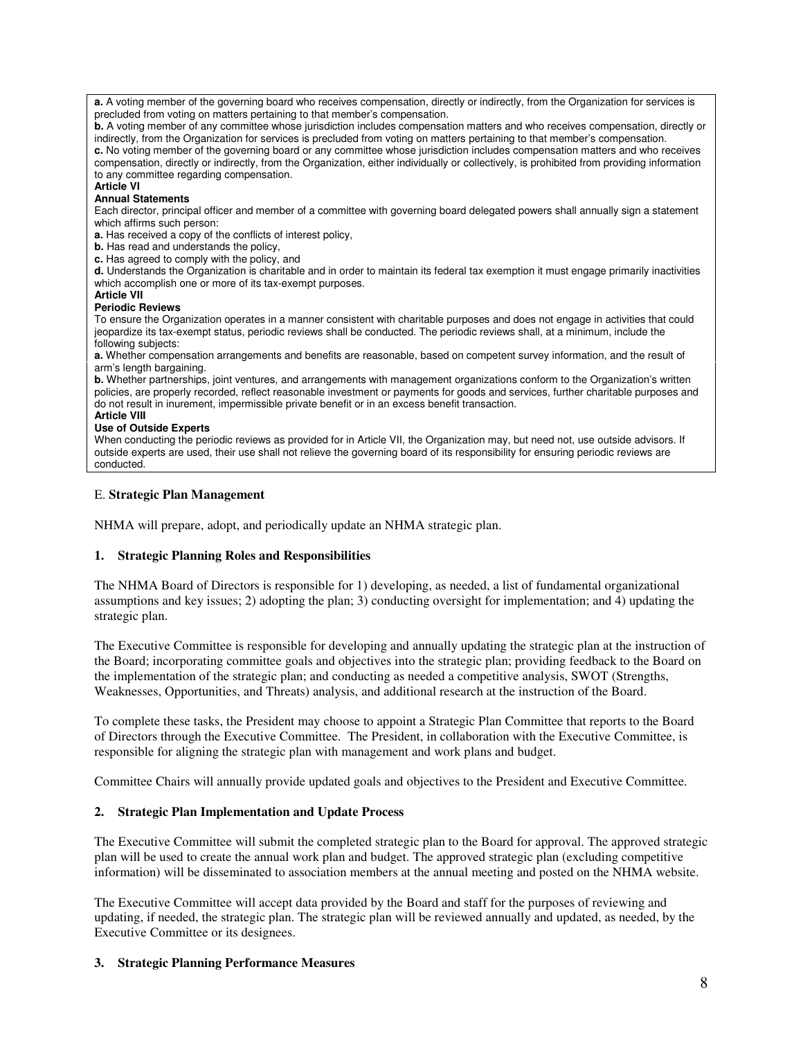**a.** A voting member of the governing board who receives compensation, directly or indirectly, from the Organization for services is precluded from voting on matters pertaining to that member's compensation.
**b.** A voting member of any committee whose jurisdiction includes compensation matters and who receives compensation, directly or indirectly, from the Organization for services is precluded from voting on matters pertaining to that member's compensation.
**c.** No voting member of the governing board or any committee whose jurisdiction includes compensation matters and who receives compensation, directly or indirectly, from the Organization, either individually or collectively, is prohibited from providing information to any committee regarding compensation.

**Article VI**
**Annual Statements**
Each director, principal officer and member of a committee with governing board delegated powers shall annually sign a statement which affirms such person:
**a.** Has received a copy of the conflicts of interest policy,
**b.** Has read and understands the policy,
**c.** Has agreed to comply with the policy, and
**d.** Understands the Organization is charitable and in order to maintain its federal tax exemption it must engage primarily inactivities which accomplish one or more of its tax-exempt purposes.

**Article VII**
**Periodic Reviews**
To ensure the Organization operates in a manner consistent with charitable purposes and does not engage in activities that could jeopardize its tax-exempt status, periodic reviews shall be conducted. The periodic reviews shall, at a minimum, include the following subjects:
**a.** Whether compensation arrangements and benefits are reasonable, based on competent survey information, and the result of arm's length bargaining.
**b.** Whether partnerships, joint ventures, and arrangements with management organizations conform to the Organization's written policies, are properly recorded, reflect reasonable investment or payments for goods and services, further charitable purposes and do not result in inurement, impermissible private benefit or in an excess benefit transaction.

**Article VIII**
**Use of Outside Experts**
When conducting the periodic reviews as provided for in Article VII, the Organization may, but need not, use outside advisors. If outside experts are used, their use shall not relieve the governing board of its responsibility for ensuring periodic reviews are conducted.

## E. Strategic Plan Management

NHMA will prepare, adopt, and periodically update an NHMA strategic plan.

### 1. Strategic Planning Roles and Responsibilities

The NHMA Board of Directors is responsible for 1) developing, as needed, a list of fundamental organizational assumptions and key issues; 2) adopting the plan; 3) conducting oversight for implementation; and 4) updating the strategic plan.

The Executive Committee is responsible for developing and annually updating the strategic plan at the instruction of the Board; incorporating committee goals and objectives into the strategic plan; providing feedback to the Board on the implementation of the strategic plan; and conducting as needed a competitive analysis, SWOT (Strengths, Weaknesses, Opportunities, and Threats) analysis, and additional research at the instruction of the Board.

To complete these tasks, the President may choose to appoint a Strategic Plan Committee that reports to the Board of Directors through the Executive Committee. The President, in collaboration with the Executive Committee, is responsible for aligning the strategic plan with management and work plans and budget.

Committee Chairs will annually provide updated goals and objectives to the President and Executive Committee.

### 2. Strategic Plan Implementation and Update Process

The Executive Committee will submit the completed strategic plan to the Board for approval. The approved strategic plan will be used to create the annual work plan and budget. The approved strategic plan (excluding competitive information) will be disseminated to association members at the annual meeting and posted on the NHMA website.

The Executive Committee will accept data provided by the Board and staff for the purposes of reviewing and updating, if needed, the strategic plan. The strategic plan will be reviewed annually and updated, as needed, by the Executive Committee or its designees.

### 3. Strategic Planning Performance Measures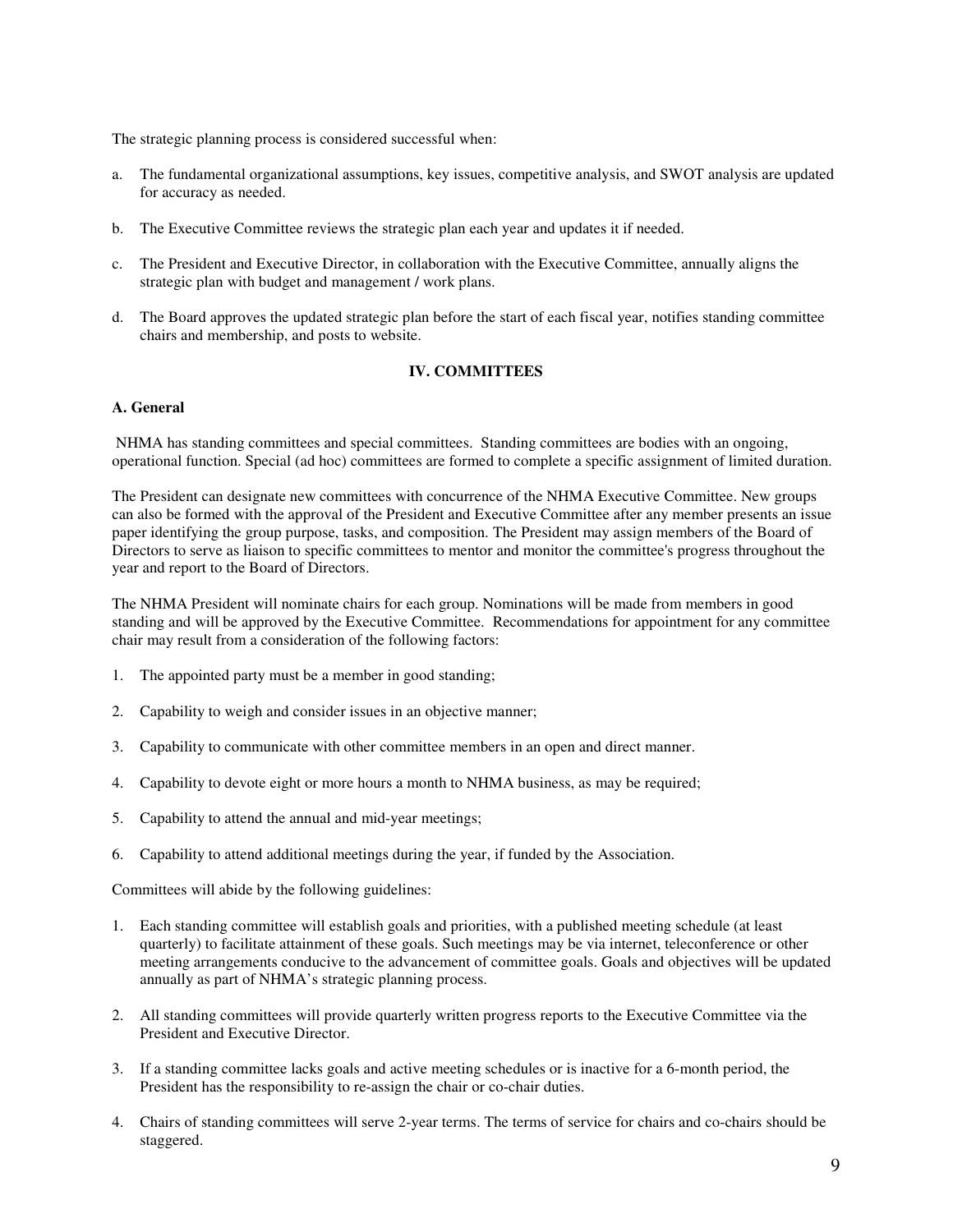The strategic planning process is considered successful when:

a. The fundamental organizational assumptions, key issues, competitive analysis, and SWOT analysis are updated for accuracy as needed.

b. The Executive Committee reviews the strategic plan each year and updates it if needed.

c. The President and Executive Director, in collaboration with the Executive Committee, annually aligns the strategic plan with budget and management / work plans.

d. The Board approves the updated strategic plan before the start of each fiscal year, notifies standing committee chairs and membership, and posts to website.

## IV. COMMITTEES

### A. General

NHMA has standing committees and special committees. Standing committees are bodies with an ongoing, operational function. Special (ad hoc) committees are formed to complete a specific assignment of limited duration.

The President can designate new committees with concurrence of the NHMA Executive Committee. New groups can also be formed with the approval of the President and Executive Committee after any member presents an issue paper identifying the group purpose, tasks, and composition. The President may assign members of the Board of Directors to serve as liaison to specific committees to mentor and monitor the committee's progress throughout the year and report to the Board of Directors.

The NHMA President will nominate chairs for each group. Nominations will be made from members in good standing and will be approved by the Executive Committee. Recommendations for appointment for any committee chair may result from a consideration of the following factors:

1. The appointed party must be a member in good standing;
2. Capability to weigh and consider issues in an objective manner;
3. Capability to communicate with other committee members in an open and direct manner.
4. Capability to devote eight or more hours a month to NHMA business, as may be required;
5. Capability to attend the annual and mid-year meetings;
6. Capability to attend additional meetings during the year, if funded by the Association.

Committees will abide by the following guidelines:

1. Each standing committee will establish goals and priorities, with a published meeting schedule (at least quarterly) to facilitate attainment of these goals. Such meetings may be via internet, teleconference or other meeting arrangements conducive to the advancement of committee goals. Goals and objectives will be updated annually as part of NHMA's strategic planning process.
2. All standing committees will provide quarterly written progress reports to the Executive Committee via the President and Executive Director.
3. If a standing committee lacks goals and active meeting schedules or is inactive for a 6-month period, the President has the responsibility to re-assign the chair or co-chair duties.
4. Chairs of standing committees will serve 2-year terms. The terms of service for chairs and co-chairs should be staggered.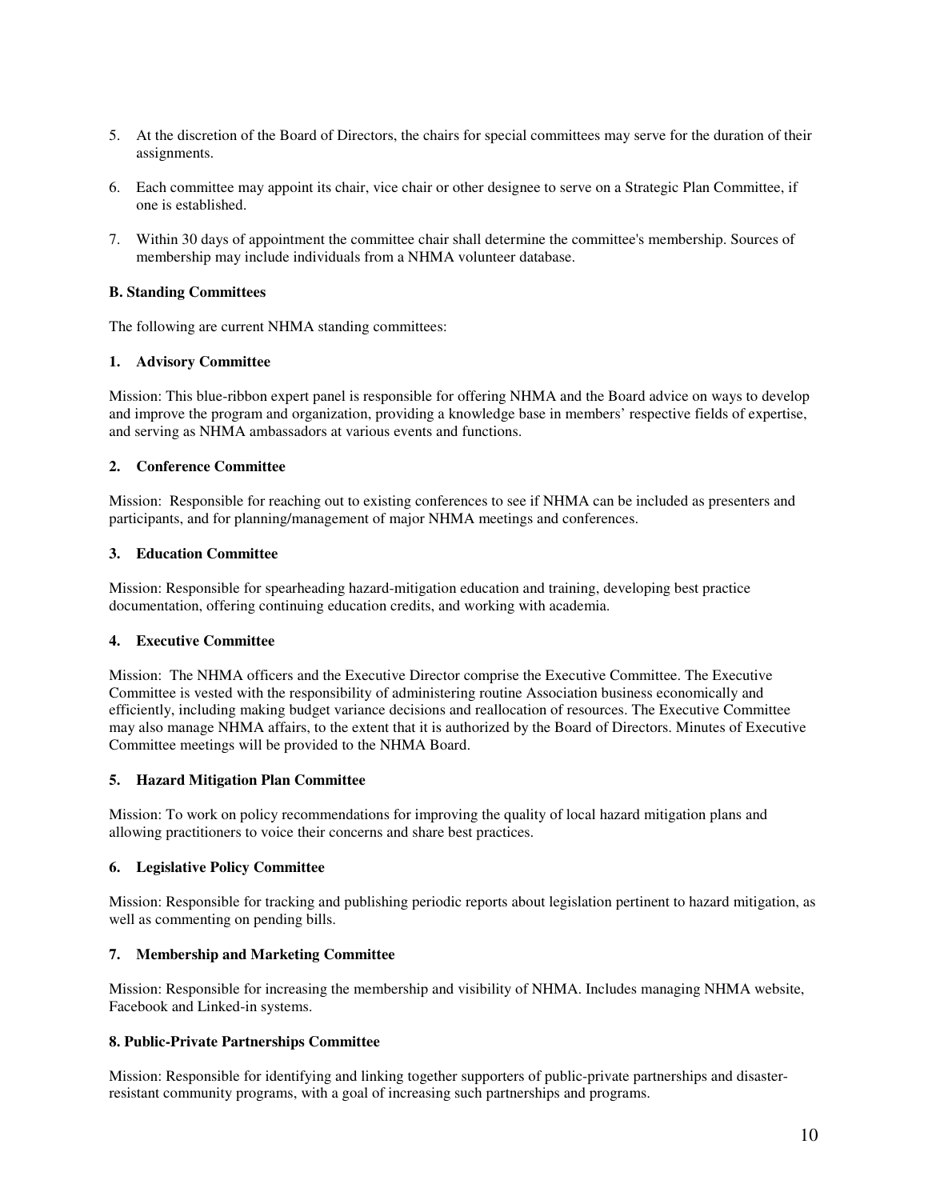5. At the discretion of the Board of Directors, the chairs for special committees may serve for the duration of their assignments.

6. Each committee may appoint its chair, vice chair or other designee to serve on a Strategic Plan Committee, if one is established.

7. Within 30 days of appointment the committee chair shall determine the committee's membership. Sources of membership may include individuals from a NHMA volunteer database.

**B. Standing Committees**

The following are current NHMA standing committees:

**1. Advisory Committee**

Mission: This blue-ribbon expert panel is responsible for offering NHMA and the Board advice on ways to develop and improve the program and organization, providing a knowledge base in members' respective fields of expertise, and serving as NHMA ambassadors at various events and functions.

**2. Conference Committee**

Mission: Responsible for reaching out to existing conferences to see if NHMA can be included as presenters and participants, and for planning/management of major NHMA meetings and conferences.

**3. Education Committee**

Mission: Responsible for spearheading hazard-mitigation education and training, developing best practice documentation, offering continuing education credits, and working with academia.

**4. Executive Committee**

Mission: The NHMA officers and the Executive Director comprise the Executive Committee. The Executive Committee is vested with the responsibility of administering routine Association business economically and efficiently, including making budget variance decisions and reallocation of resources. The Executive Committee may also manage NHMA affairs, to the extent that it is authorized by the Board of Directors. Minutes of Executive Committee meetings will be provided to the NHMA Board.

**5. Hazard Mitigation Plan Committee**

Mission: To work on policy recommendations for improving the quality of local hazard mitigation plans and allowing practitioners to voice their concerns and share best practices.

**6. Legislative Policy Committee**

Mission: Responsible for tracking and publishing periodic reports about legislation pertinent to hazard mitigation, as well as commenting on pending bills.

**7. Membership and Marketing Committee**

Mission: Responsible for increasing the membership and visibility of NHMA. Includes managing NHMA website, Facebook and Linked-in systems.

**8. Public-Private Partnerships Committee**

Mission: Responsible for identifying and linking together supporters of public-private partnerships and disaster-resistant community programs, with a goal of increasing such partnerships and programs.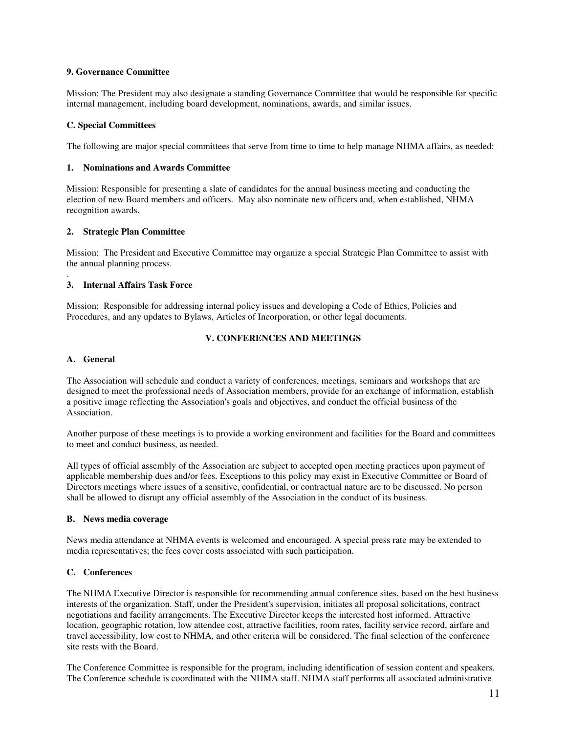**9. Governance Committee**

Mission: The President may also designate a standing Governance Committee that would be responsible for specific internal management, including board development, nominations, awards, and similar issues.

**C. Special Committees**

The following are major special committees that serve from time to time to help manage NHMA affairs, as needed:

**1. Nominations and Awards Committee**

Mission: Responsible for presenting a slate of candidates for the annual business meeting and conducting the election of new Board members and officers. May also nominate new officers and, when established, NHMA recognition awards.

**2. Strategic Plan Committee**

Mission: The President and Executive Committee may organize a special Strategic Plan Committee to assist with the annual planning process.

.

**3. Internal Affairs Task Force**

Mission: Responsible for addressing internal policy issues and developing a Code of Ethics, Policies and Procedures, and any updates to Bylaws, Articles of Incorporation, or other legal documents.

## V. CONFERENCES AND MEETINGS

**A. General**

The Association will schedule and conduct a variety of conferences, meetings, seminars and workshops that are designed to meet the professional needs of Association members, provide for an exchange of information, establish a positive image reflecting the Association's goals and objectives, and conduct the official business of the Association.

Another purpose of these meetings is to provide a working environment and facilities for the Board and committees to meet and conduct business, as needed.

All types of official assembly of the Association are subject to accepted open meeting practices upon payment of applicable membership dues and/or fees. Exceptions to this policy may exist in Executive Committee or Board of Directors meetings where issues of a sensitive, confidential, or contractual nature are to be discussed. No person shall be allowed to disrupt any official assembly of the Association in the conduct of its business.

**B. News media coverage**

News media attendance at NHMA events is welcomed and encouraged. A special press rate may be extended to media representatives; the fees cover costs associated with such participation.

**C. Conferences**

The NHMA Executive Director is responsible for recommending annual conference sites, based on the best business interests of the organization. Staff, under the President's supervision, initiates all proposal solicitations, contract negotiations and facility arrangements. The Executive Director keeps the interested host informed. Attractive location, geographic rotation, low attendee cost, attractive facilities, room rates, facility service record, airfare and travel accessibility, low cost to NHMA, and other criteria will be considered. The final selection of the conference site rests with the Board.

The Conference Committee is responsible for the program, including identification of session content and speakers. The Conference schedule is coordinated with the NHMA staff. NHMA staff performs all associated administrative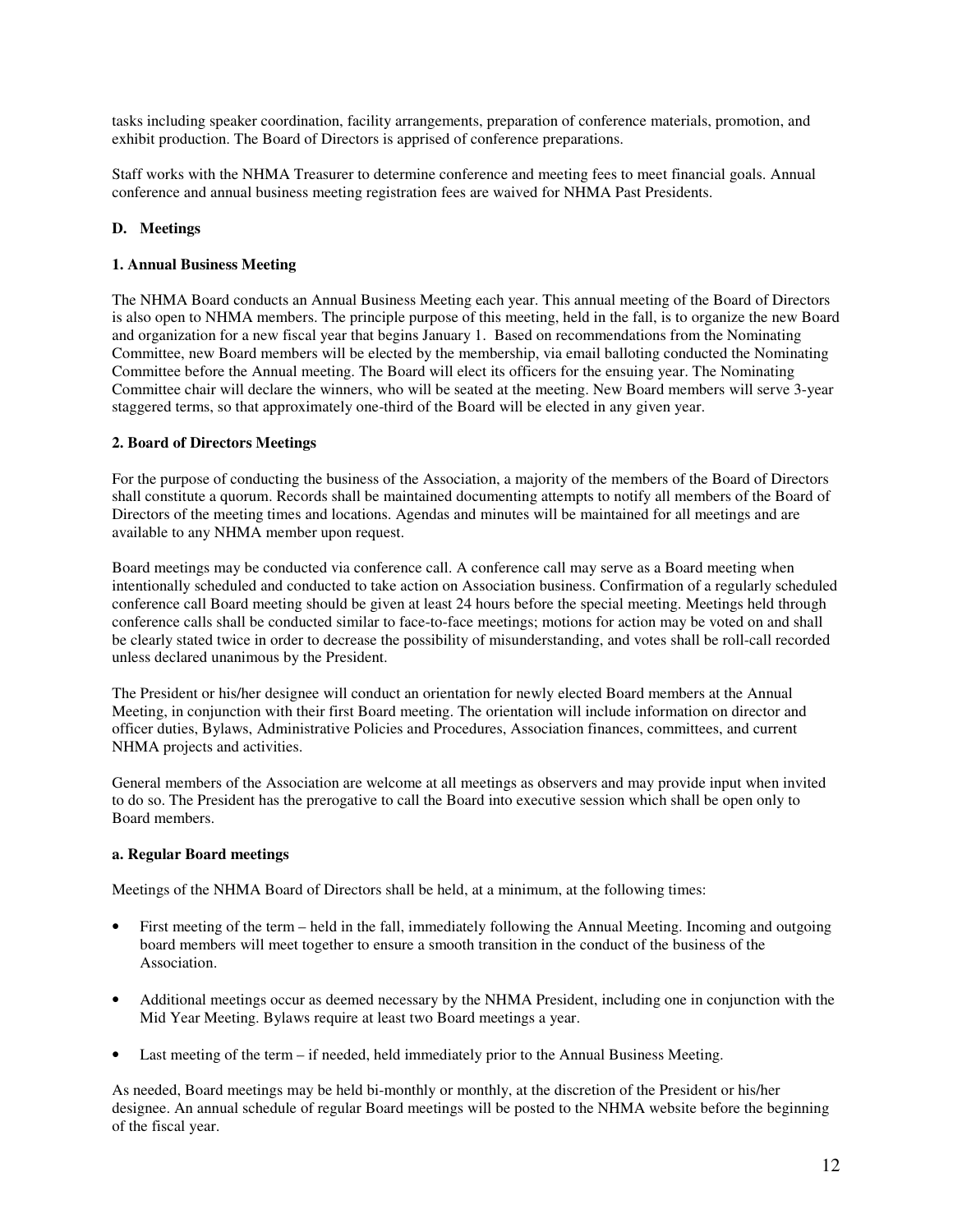tasks including speaker coordination, facility arrangements, preparation of conference materials, promotion, and exhibit production. The Board of Directors is apprised of conference preparations.

Staff works with the NHMA Treasurer to determine conference and meeting fees to meet financial goals. Annual conference and annual business meeting registration fees are waived for NHMA Past Presidents.

### D. Meetings

#### 1. Annual Business Meeting

The NHMA Board conducts an Annual Business Meeting each year. This annual meeting of the Board of Directors is also open to NHMA members. The principle purpose of this meeting, held in the fall, is to organize the new Board and organization for a new fiscal year that begins January 1. Based on recommendations from the Nominating Committee, new Board members will be elected by the membership, via email balloting conducted the Nominating Committee before the Annual meeting. The Board will elect its officers for the ensuing year. The Nominating Committee chair will declare the winners, who will be seated at the meeting. New Board members will serve 3-year staggered terms, so that approximately one-third of the Board will be elected in any given year.

#### 2. Board of Directors Meetings

For the purpose of conducting the business of the Association, a majority of the members of the Board of Directors shall constitute a quorum. Records shall be maintained documenting attempts to notify all members of the Board of Directors of the meeting times and locations. Agendas and minutes will be maintained for all meetings and are available to any NHMA member upon request.

Board meetings may be conducted via conference call. A conference call may serve as a Board meeting when intentionally scheduled and conducted to take action on Association business. Confirmation of a regularly scheduled conference call Board meeting should be given at least 24 hours before the special meeting. Meetings held through conference calls shall be conducted similar to face-to-face meetings; motions for action may be voted on and shall be clearly stated twice in order to decrease the possibility of misunderstanding, and votes shall be roll-call recorded unless declared unanimous by the President.

The President or his/her designee will conduct an orientation for newly elected Board members at the Annual Meeting, in conjunction with their first Board meeting. The orientation will include information on director and officer duties, Bylaws, Administrative Policies and Procedures, Association finances, committees, and current NHMA projects and activities.

General members of the Association are welcome at all meetings as observers and may provide input when invited to do so. The President has the prerogative to call the Board into executive session which shall be open only to Board members.

##### a. Regular Board meetings

Meetings of the NHMA Board of Directors shall be held, at a minimum, at the following times:

- First meeting of the term – held in the fall, immediately following the Annual Meeting. Incoming and outgoing board members will meet together to ensure a smooth transition in the conduct of the business of the Association.
- Additional meetings occur as deemed necessary by the NHMA President, including one in conjunction with the Mid Year Meeting. Bylaws require at least two Board meetings a year.
- Last meeting of the term – if needed, held immediately prior to the Annual Business Meeting.

As needed, Board meetings may be held bi-monthly or monthly, at the discretion of the President or his/her designee. An annual schedule of regular Board meetings will be posted to the NHMA website before the beginning of the fiscal year.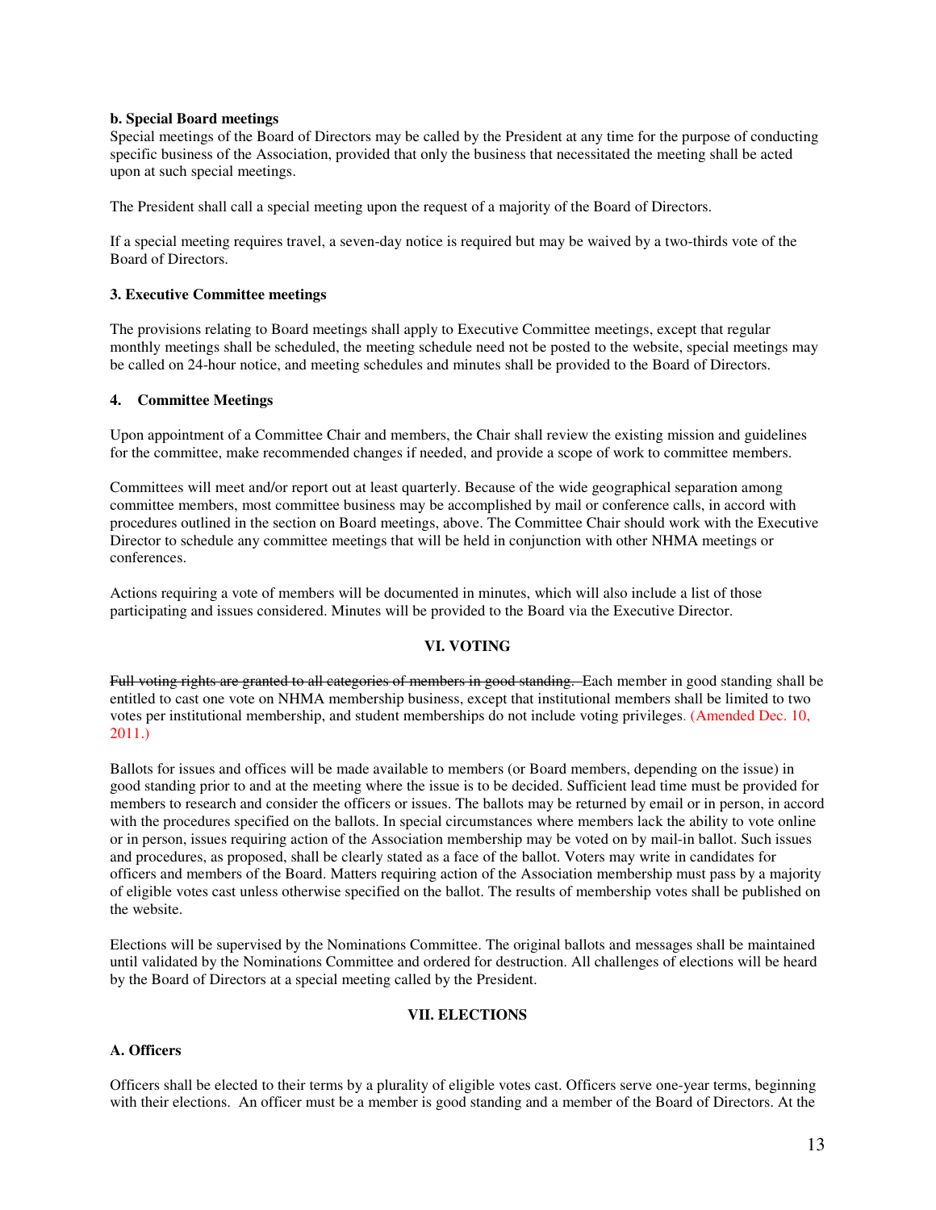**b. Special Board meetings**
Special meetings of the Board of Directors may be called by the President at any time for the purpose of conducting specific business of the Association, provided that only the business that necessitated the meeting shall be acted upon at such special meetings.

The President shall call a special meeting upon the request of a majority of the Board of Directors.

If a special meeting requires travel, a seven-day notice is required but may be waived by a two-thirds vote of the Board of Directors.

**3. Executive Committee meetings**

The provisions relating to Board meetings shall apply to Executive Committee meetings, except that regular monthly meetings shall be scheduled, the meeting schedule need not be posted to the website, special meetings may be called on 24-hour notice, and meeting schedules and minutes shall be provided to the Board of Directors.

**4. Committee Meetings**

Upon appointment of a Committee Chair and members, the Chair shall review the existing mission and guidelines for the committee, make recommended changes if needed, and provide a scope of work to committee members.

Committees will meet and/or report out at least quarterly. Because of the wide geographical separation among committee members, most committee business may be accomplished by mail or conference calls, in accord with procedures outlined in the section on Board meetings, above. The Committee Chair should work with the Executive Director to schedule any committee meetings that will be held in conjunction with other NHMA meetings or conferences.

Actions requiring a vote of members will be documented in minutes, which will also include a list of those participating and issues considered. Minutes will be provided to the Board via the Executive Director.

## VI. VOTING

~~Full voting rights are granted to all categories of members in good standing.~~ Each member in good standing shall be entitled to cast one vote on NHMA membership business, except that institutional members shall be limited to two votes per institutional membership, and student memberships do not include voting privileges. (Amended Dec. 10, 2011.)

Ballots for issues and offices will be made available to members (or Board members, depending on the issue) in good standing prior to and at the meeting where the issue is to be decided. Sufficient lead time must be provided for members to research and consider the officers or issues. The ballots may be returned by email or in person, in accord with the procedures specified on the ballots. In special circumstances where members lack the ability to vote online or in person, issues requiring action of the Association membership may be voted on by mail-in ballot. Such issues and procedures, as proposed, shall be clearly stated as a face of the ballot. Voters may write in candidates for officers and members of the Board. Matters requiring action of the Association membership must pass by a majority of eligible votes cast unless otherwise specified on the ballot. The results of membership votes shall be published on the website.

Elections will be supervised by the Nominations Committee. The original ballots and messages shall be maintained until validated by the Nominations Committee and ordered for destruction. All challenges of elections will be heard by the Board of Directors at a special meeting called by the President.

## VII. ELECTIONS

**A. Officers**

Officers shall be elected to their terms by a plurality of eligible votes cast. Officers serve one-year terms, beginning with their elections. An officer must be a member is good standing and a member of the Board of Directors. At the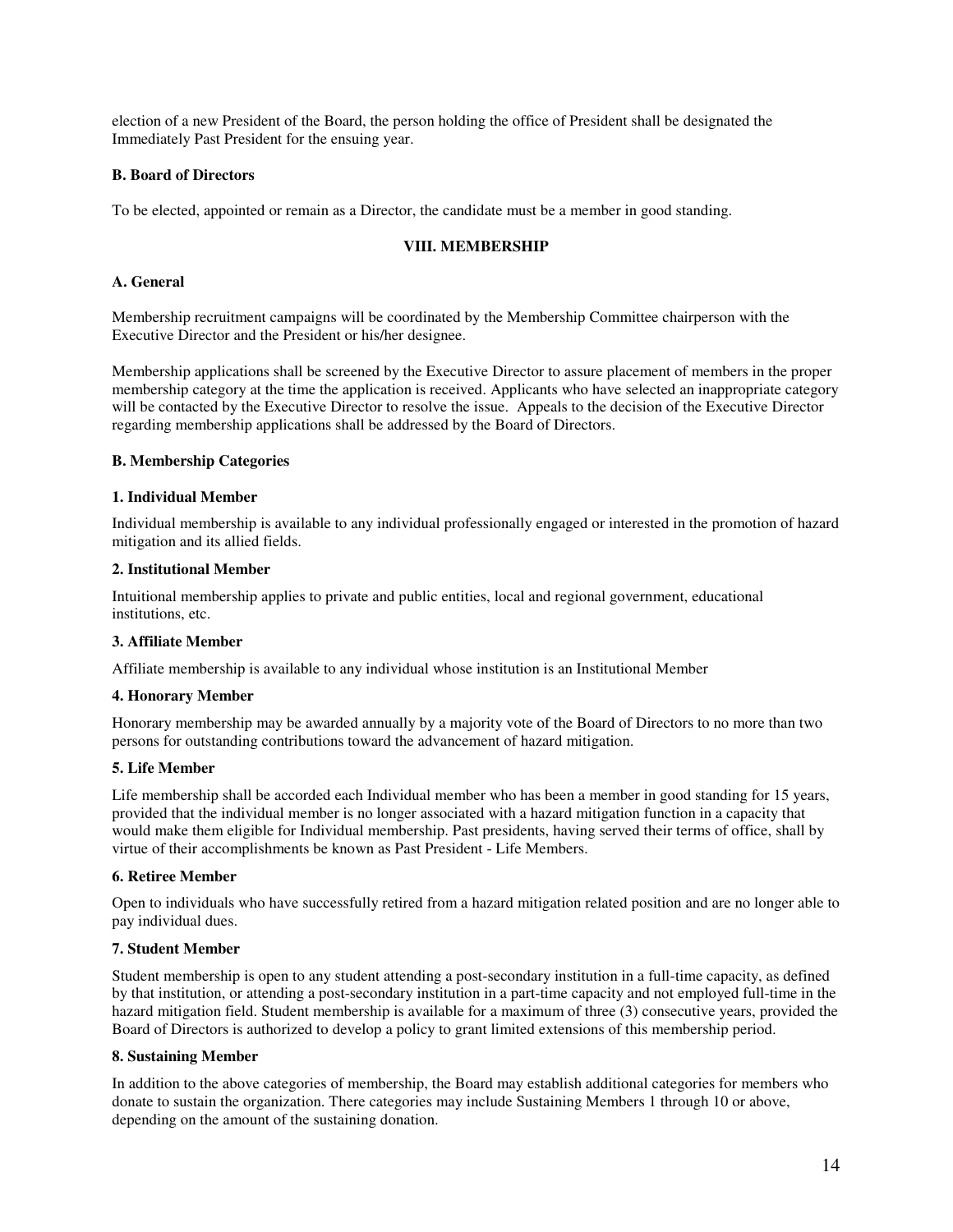election of a new President of the Board, the person holding the office of President shall be designated the Immediately Past President for the ensuing year.

**B. Board of Directors**

To be elected, appointed or remain as a Director, the candidate must be a member in good standing.

## VIII. MEMBERSHIP

**A. General**

Membership recruitment campaigns will be coordinated by the Membership Committee chairperson with the Executive Director and the President or his/her designee.

Membership applications shall be screened by the Executive Director to assure placement of members in the proper membership category at the time the application is received. Applicants who have selected an inappropriate category will be contacted by the Executive Director to resolve the issue. Appeals to the decision of the Executive Director regarding membership applications shall be addressed by the Board of Directors.

**B. Membership Categories**

**1. Individual Member**

Individual membership is available to any individual professionally engaged or interested in the promotion of hazard mitigation and its allied fields.

**2. Institutional Member**

Intuitional membership applies to private and public entities, local and regional government, educational institutions, etc.

**3. Affiliate Member**

Affiliate membership is available to any individual whose institution is an Institutional Member

**4. Honorary Member**

Honorary membership may be awarded annually by a majority vote of the Board of Directors to no more than two persons for outstanding contributions toward the advancement of hazard mitigation.

**5. Life Member**

Life membership shall be accorded each Individual member who has been a member in good standing for 15 years, provided that the individual member is no longer associated with a hazard mitigation function in a capacity that would make them eligible for Individual membership. Past presidents, having served their terms of office, shall by virtue of their accomplishments be known as Past President - Life Members.

**6. Retiree Member**

Open to individuals who have successfully retired from a hazard mitigation related position and are no longer able to pay individual dues.

**7. Student Member**

Student membership is open to any student attending a post-secondary institution in a full-time capacity, as defined by that institution, or attending a post-secondary institution in a part-time capacity and not employed full-time in the hazard mitigation field. Student membership is available for a maximum of three (3) consecutive years, provided the Board of Directors is authorized to develop a policy to grant limited extensions of this membership period.

**8. Sustaining Member**

In addition to the above categories of membership, the Board may establish additional categories for members who donate to sustain the organization. There categories may include Sustaining Members 1 through 10 or above, depending on the amount of the sustaining donation.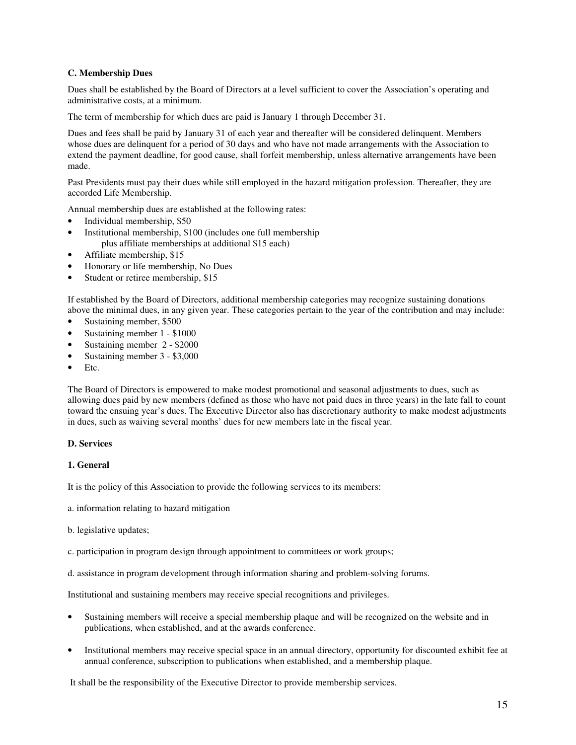**C. Membership Dues**

Dues shall be established by the Board of Directors at a level sufficient to cover the Association's operating and administrative costs, at a minimum.

The term of membership for which dues are paid is January 1 through December 31.

Dues and fees shall be paid by January 31 of each year and thereafter will be considered delinquent. Members whose dues are delinquent for a period of 30 days and who have not made arrangements with the Association to extend the payment deadline, for good cause, shall forfeit membership, unless alternative arrangements have been made.

Past Presidents must pay their dues while still employed in the hazard mitigation profession. Thereafter, they are accorded Life Membership.

Annual membership dues are established at the following rates:

- Individual membership, $50
- Institutional membership, $100 (includes one full membership plus affiliate memberships at additional $15 each)
- Affiliate membership, $15
- Honorary or life membership, No Dues
- Student or retiree membership, $15

If established by the Board of Directors, additional membership categories may recognize sustaining donations above the minimal dues, in any given year. These categories pertain to the year of the contribution and may include:

- Sustaining member, $500
- Sustaining member 1 - $1000
- Sustaining member 2 - $2000
- Sustaining member 3 - $3,000
- Etc.

The Board of Directors is empowered to make modest promotional and seasonal adjustments to dues, such as allowing dues paid by new members (defined as those who have not paid dues in three years) in the late fall to count toward the ensuing year's dues. The Executive Director also has discretionary authority to make modest adjustments in dues, such as waiving several months' dues for new members late in the fiscal year.

**D. Services**

**1. General**

It is the policy of this Association to provide the following services to its members:

a. information relating to hazard mitigation

b. legislative updates;

c. participation in program design through appointment to committees or work groups;

d. assistance in program development through information sharing and problem-solving forums.

Institutional and sustaining members may receive special recognitions and privileges.

- Sustaining members will receive a special membership plaque and will be recognized on the website and in publications, when established, and at the awards conference.
- Institutional members may receive special space in an annual directory, opportunity for discounted exhibit fee at annual conference, subscription to publications when established, and a membership plaque.

It shall be the responsibility of the Executive Director to provide membership services.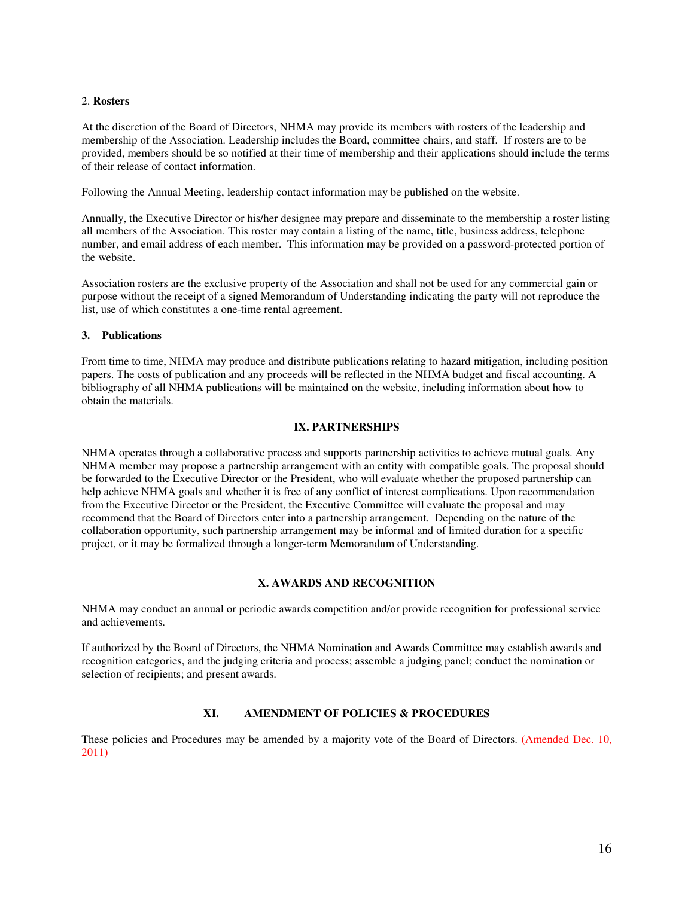2. **Rosters**

At the discretion of the Board of Directors, NHMA may provide its members with rosters of the leadership and membership of the Association. Leadership includes the Board, committee chairs, and staff. If rosters are to be provided, members should be so notified at their time of membership and their applications should include the terms of their release of contact information.

Following the Annual Meeting, leadership contact information may be published on the website.

Annually, the Executive Director or his/her designee may prepare and disseminate to the membership a roster listing all members of the Association. This roster may contain a listing of the name, title, business address, telephone number, and email address of each member. This information may be provided on a password-protected portion of the website.

Association rosters are the exclusive property of the Association and shall not be used for any commercial gain or purpose without the receipt of a signed Memorandum of Understanding indicating the party will not reproduce the list, use of which constitutes a one-time rental agreement.

**3. Publications**

From time to time, NHMA may produce and distribute publications relating to hazard mitigation, including position papers. The costs of publication and any proceeds will be reflected in the NHMA budget and fiscal accounting. A bibliography of all NHMA publications will be maintained on the website, including information about how to obtain the materials.

## IX. PARTNERSHIPS

NHMA operates through a collaborative process and supports partnership activities to achieve mutual goals. Any NHMA member may propose a partnership arrangement with an entity with compatible goals. The proposal should be forwarded to the Executive Director or the President, who will evaluate whether the proposed partnership can help achieve NHMA goals and whether it is free of any conflict of interest complications. Upon recommendation from the Executive Director or the President, the Executive Committee will evaluate the proposal and may recommend that the Board of Directors enter into a partnership arrangement. Depending on the nature of the collaboration opportunity, such partnership arrangement may be informal and of limited duration for a specific project, or it may be formalized through a longer-term Memorandum of Understanding.

## X. AWARDS AND RECOGNITION

NHMA may conduct an annual or periodic awards competition and/or provide recognition for professional service and achievements.

If authorized by the Board of Directors, the NHMA Nomination and Awards Committee may establish awards and recognition categories, and the judging criteria and process; assemble a judging panel; conduct the nomination or selection of recipients; and present awards.

## XI. AMENDMENT OF POLICIES & PROCEDURES

These policies and Procedures may be amended by a majority vote of the Board of Directors. (Amended Dec. 10, 2011)